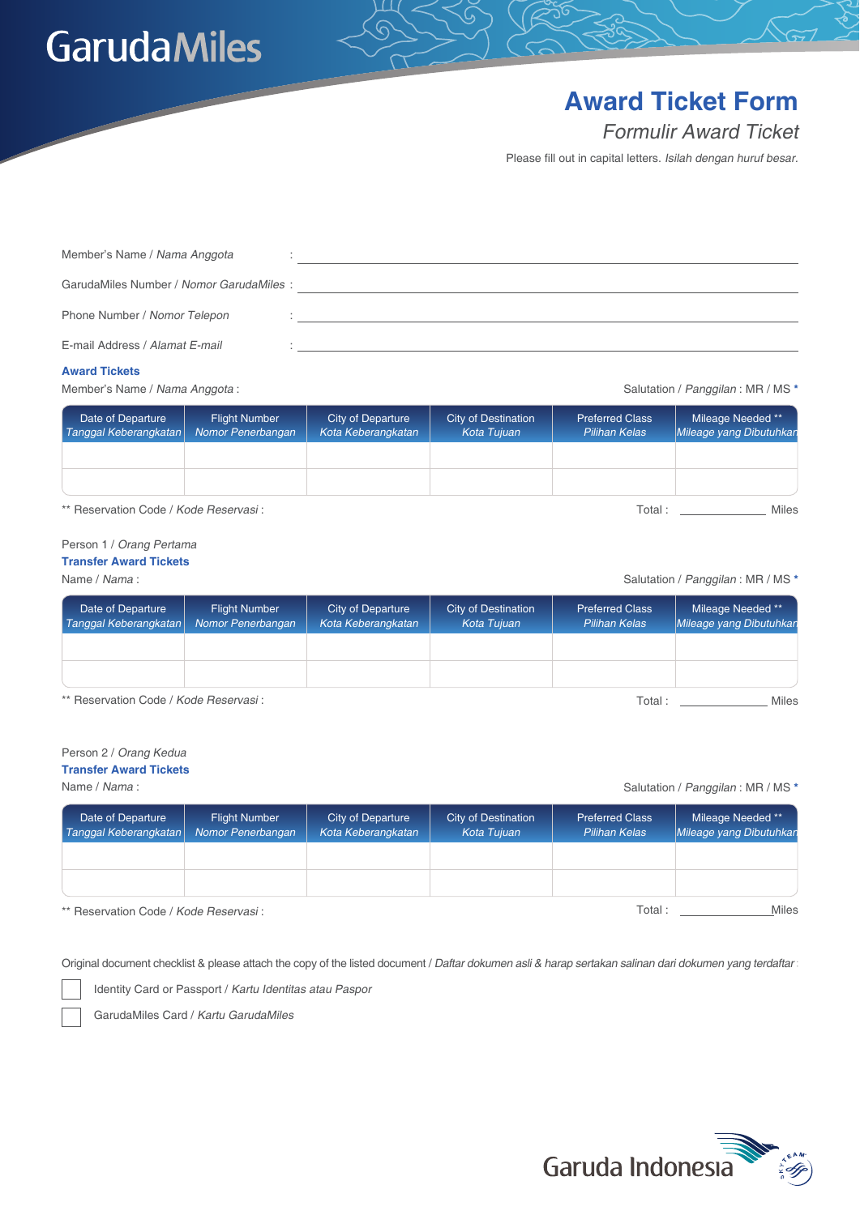GarudaMiles

# Award Ticket Form

## *Formulir Award Ticket*

Please fill out in capital letters. *Isilah dengan huruf besar.*

Member's Name / *Nama Anggota* : ______________________________

GarudaMiles Number / *Nomor GarudaMiles* : ______________________________

Phone Number / *Nomor Telepon* : ______________________________

E-mail Address / *Alamat E-mail* : ______________________________

**Award Tickets**

Member's Name / *Nama Anggota* :

Salutation / *Panggilan* : MR / MS *

| Date of Departure *Tanggal Keberangkatan* | Flight Number *Nomor Penerbangan* | City of Departure *Kota Keberangkatan* | City of Destination *Kota Tujuan* | Preferred Class *Pilihan Kelas* | Mileage Needed ** *Mileage yang Dibutuhkan* |
|---|---|---|---|---|---|
| | | | | | |
| | | | | | |

** Reservation Code / *Kode Reservasi* :

Total : ____________ Miles

Person 1 / *Orang Pertama*

**Transfer Award Tickets**

Name / *Nama* :

Salutation / *Panggilan* : MR / MS *

| Date of Departure *Tanggal Keberangkatan* | Flight Number *Nomor Penerbangan* | City of Departure *Kota Keberangkatan* | City of Destination *Kota Tujuan* | Preferred Class *Pilihan Kelas* | Mileage Needed ** *Mileage yang Dibutuhkan* |
|---|---|---|---|---|---|
| | | | | | |
| | | | | | |

** Reservation Code / *Kode Reservasi* :

Total : ____________ Miles

Person 2 / *Orang Kedua*

**Transfer Award Tickets**

Name / *Nama* :

Salutation / *Panggilan* : MR / MS *

| Date of Departure *Tanggal Keberangkatan* | Flight Number *Nomor Penerbangan* | City of Departure *Kota Keberangkatan* | City of Destination *Kota Tujuan* | Preferred Class *Pilihan Kelas* | Mileage Needed ** *Mileage yang Dibutuhkan* |
|---|---|---|---|---|---|
| | | | | | |
| | | | | | |

** Reservation Code / *Kode Reservasi* :

Total : ____________ Miles

Original document checklist & please attach the copy of the listed document / *Daftar dokumen asli & harap sertakan salinan dari dokumen yang terdaftar* :

- [ ] Identity Card or Passport / *Kartu Identitas atau Paspor*
- [ ] GarudaMiles Card / *Kartu GarudaMiles*

Garuda Indonesia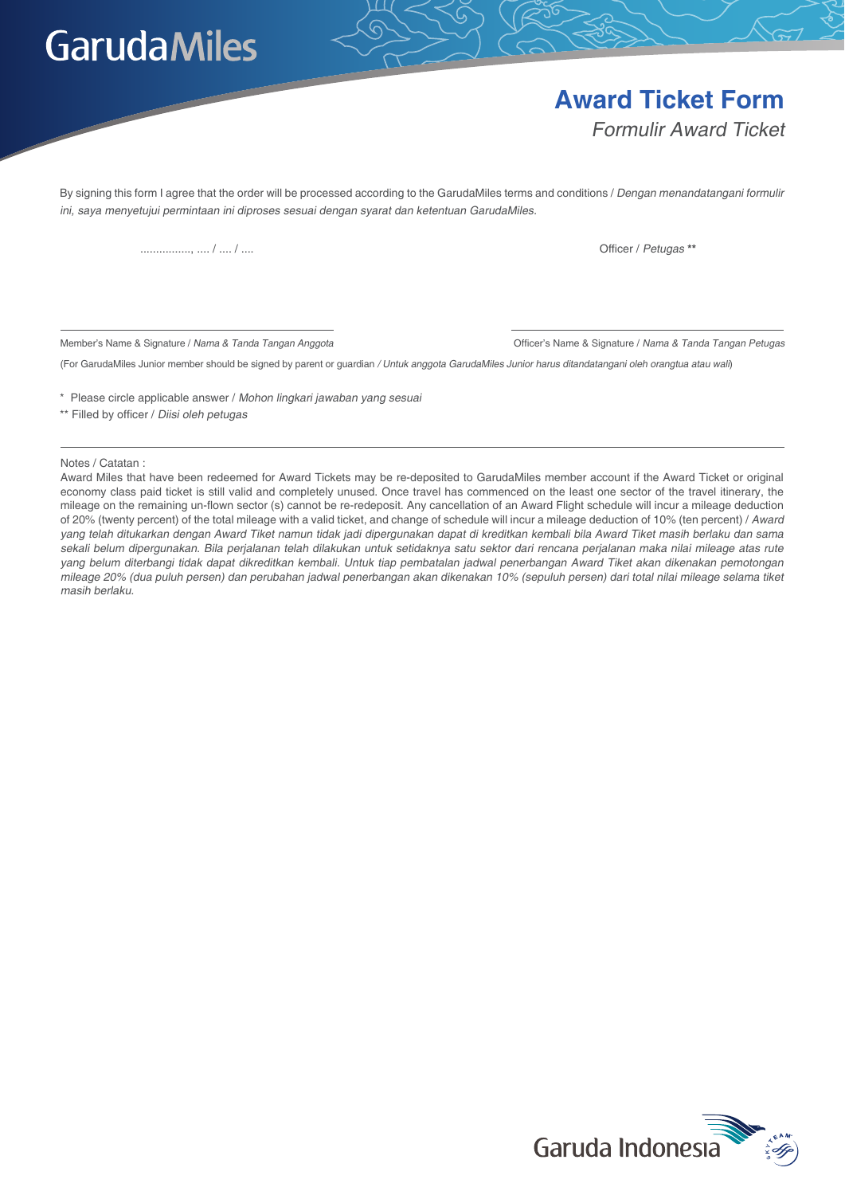GarudaMiles

# Award Ticket Form

*Formulir Award Ticket*

By signing this form I agree that the order will be processed according to the GarudaMiles terms and conditions / *Dengan menandatangani formulir ini, saya menyetujui permintaan ini diproses sesuai dengan syarat dan ketentuan GarudaMiles.*

................, .... / .... / ....

Officer / *Petugas* **

Member's Name & Signature / *Nama & Tanda Tangan Anggota*

Officer's Name & Signature / *Nama & Tanda Tangan Petugas*

(For GarudaMiles Junior member should be signed by parent or guardian */ Untuk anggota GarudaMiles Junior harus ditandatangani oleh orangtua atau wali*)

\* Please circle applicable answer / *Mohon lingkari jawaban yang sesuai*

\** Filled by officer / *Diisi oleh petugas*

Notes / Catatan :

Award Miles that have been redeemed for Award Tickets may be re-deposited to GarudaMiles member account if the Award Ticket or original economy class paid ticket is still valid and completely unused. Once travel has commenced on the least one sector of the travel itinerary, the mileage on the remaining un-flown sector (s) cannot be re-redeposit. Any cancellation of an Award Flight schedule will incur a mileage deduction of 20% (twenty percent) of the total mileage with a valid ticket, and change of schedule will incur a mileage deduction of 10% (ten percent) / *Award yang telah ditukarkan dengan Award Tiket namun tidak jadi dipergunakan dapat di kreditkan kembali bila Award Tiket masih berlaku dan sama sekali belum dipergunakan. Bila perjalanan telah dilakukan untuk setidaknya satu sektor dari rencana perjalanan maka nilai mileage atas rute yang belum diterbangi tidak dapat dikreditkan kembali. Untuk tiap pembatalan jadwal penerbangan Award Tiket akan dikenakan pemotongan mileage 20% (dua puluh persen) dan perubahan jadwal penerbangan akan dikenakan 10% (sepuluh persen) dari total nilai mileage selama tiket masih berlaku.*

Garuda Indonesia